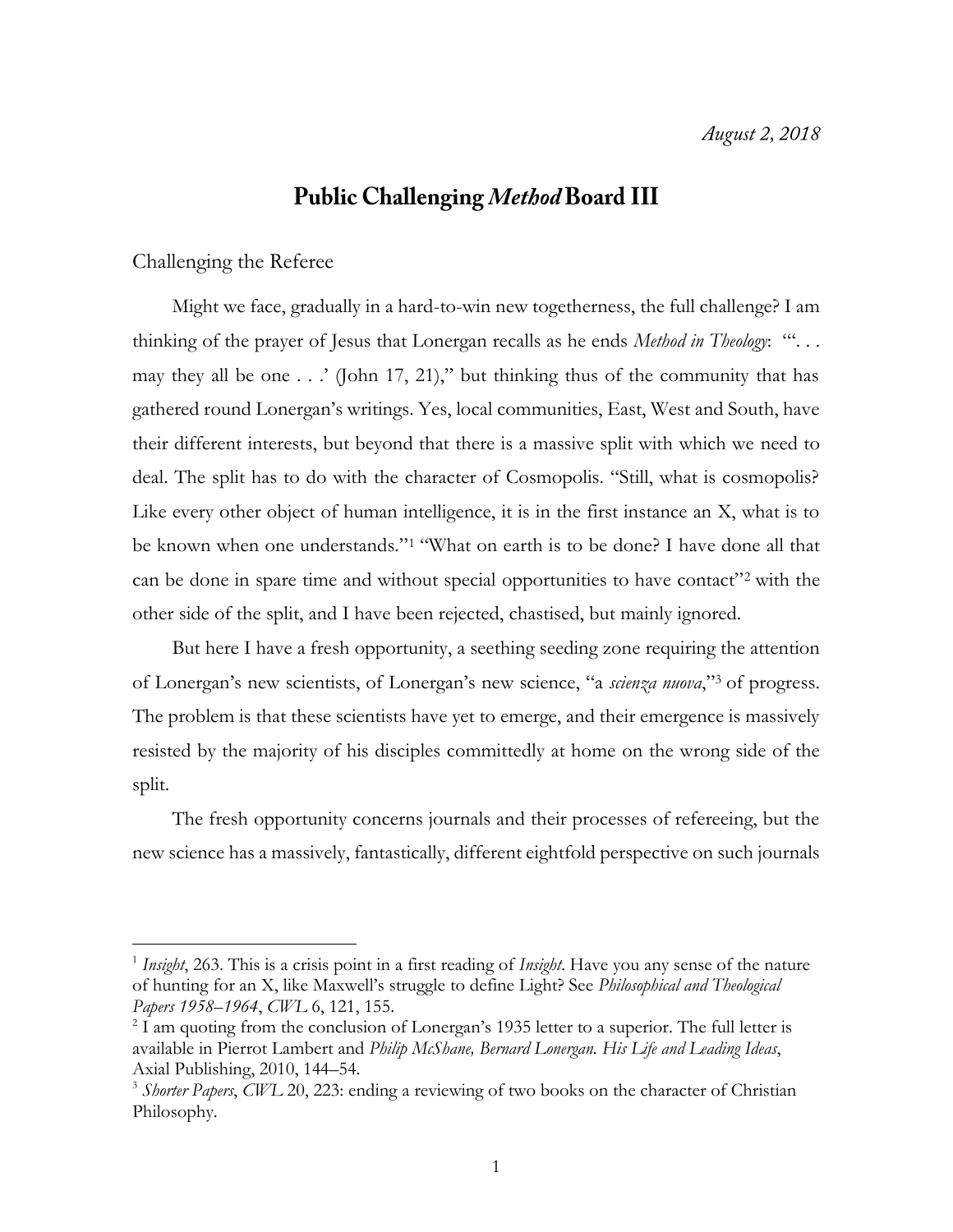*August 2, 2018*

# Public Challenging *Method* Board III

## Challenging the Referee

Might we face, gradually in a hard-to-win new togetherness, the full challenge? I am thinking of the prayer of Jesus that Lonergan recalls as he ends *Method in Theology*: "'. . . may they all be one . . .' (John 17, 21)," but thinking thus of the community that has gathered round Lonergan's writings. Yes, local communities, East, West and South, have their different interests, but beyond that there is a massive split with which we need to deal. The split has to do with the character of Cosmopolis. "Still, what is cosmopolis? Like every other object of human intelligence, it is in the first instance an X, what is to be known when one understands."[1] "What on earth is to be done? I have done all that can be done in spare time and without special opportunities to have contact"[2] with the other side of the split, and I have been rejected, chastised, but mainly ignored.

But here I have a fresh opportunity, a seething seeding zone requiring the attention of Lonergan's new scientists, of Lonergan's new science, "a *scienza nuova*,"[3] of progress. The problem is that these scientists have yet to emerge, and their emergence is massively resisted by the majority of his disciples committedly at home on the wrong side of the split.

The fresh opportunity concerns journals and their processes of refereeing, but the new science has a massively, fantastically, different eightfold perspective on such journals

---

[1] *Insight*, 263. This is a crisis point in a first reading of *Insight*. Have you any sense of the nature of hunting for an X, like Maxwell's struggle to define Light? See *Philosophical and Theological Papers 1958–1964*, *CWL* 6, 121, 155.

[2] I am quoting from the conclusion of Lonergan's 1935 letter to a superior. The full letter is available in Pierrot Lambert and *Philip McShane, Bernard Lonergan. His Life and Leading Ideas*, Axial Publishing, 2010, 144–54.

[3] *Shorter Papers*, *CWL* 20, 223: ending a reviewing of two books on the character of Christian Philosophy.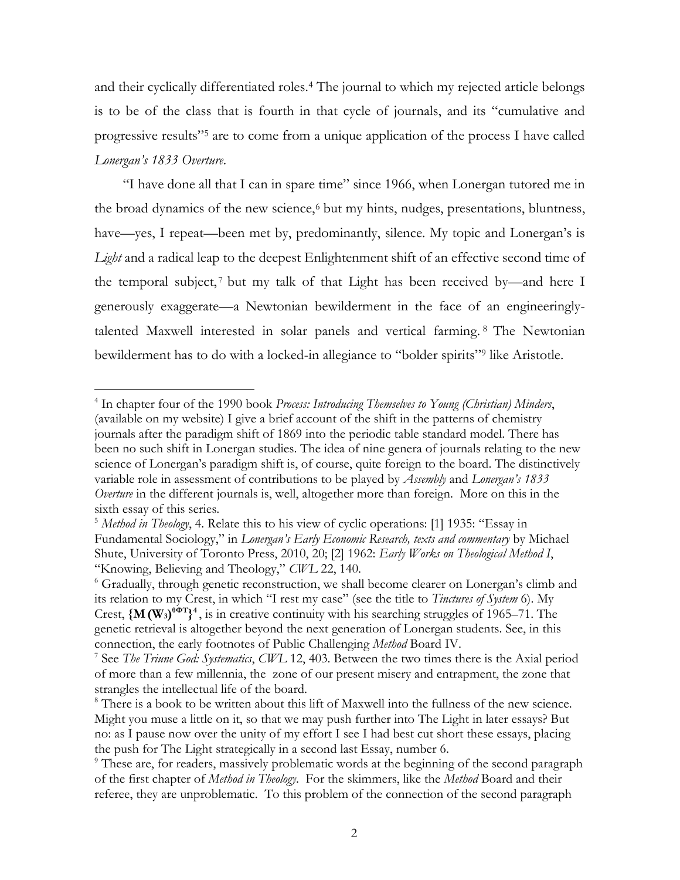and their cyclically differentiated roles.[4] The journal to which my rejected article belongs is to be of the class that is fourth in that cycle of journals, and its "cumulative and progressive results"[5] are to come from a unique application of the process I have called *Lonergan's 1833 Overture*.

"I have done all that I can in spare time" since 1966, when Lonergan tutored me in the broad dynamics of the new science,[6] but my hints, nudges, presentations, bluntness, have—yes, I repeat—been met by, predominantly, silence. My topic and Lonergan's is *Light* and a radical leap to the deepest Enlightenment shift of an effective second time of the temporal subject,[7] but my talk of that Light has been received by—and here I generously exaggerate—a Newtonian bewilderment in the face of an engineeringly-talented Maxwell interested in solar panels and vertical farming.[8] The Newtonian bewilderment has to do with a locked-in allegiance to "bolder spirits"[9] like Aristotle.

---

[4] In chapter four of the 1990 book *Process: Introducing Themselves to Young (Christian) Minders*, (available on my website) I give a brief account of the shift in the patterns of chemistry journals after the paradigm shift of 1869 into the periodic table standard model. There has been no such shift in Lonergan studies. The idea of nine genera of journals relating to the new science of Lonergan's paradigm shift is, of course, quite foreign to the board. The distinctively variable role in assessment of contributions to be played by *Assembly* and *Lonergan's 1833 Overture* in the different journals is, well, altogether more than foreign. More on this in the sixth essay of this series.

[5] *Method in Theology*, 4. Relate this to his view of cyclic operations: [1] 1935: "Essay in Fundamental Sociology," in *Lonergan's Early Economic Research, texts and commentary* by Michael Shute, University of Toronto Press, 2010, 20; [2] 1962: *Early Works on Theological Method I*, "Knowing, Believing and Theology," *CWL* 22, 140.

[6] Gradually, through genetic reconstruction, we shall become clearer on Lonergan's climb and its relation to my Crest, in which "I rest my case" (see the title to *Tinctures of System* 6). My Crest, $\{M\,(W_3)^{\theta\Phi T}\}^4$, is in creative continuity with his searching struggles of 1965–71. The genetic retrieval is altogether beyond the next generation of Lonergan students. See, in this connection, the early footnotes of Public Challenging *Method* Board IV.

[7] See *The Triune God: Systematics*, *CWL* 12, 403. Between the two times there is the Axial period of more than a few millennia, the zone of our present misery and entrapment, the zone that strangles the intellectual life of the board.

[8] There is a book to be written about this lift of Maxwell into the fullness of the new science. Might you muse a little on it, so that we may push further into The Light in later essays? But no: as I pause now over the unity of my effort I see I had best cut short these essays, placing the push for The Light strategically in a second last Essay, number 6.

[9] These are, for readers, massively problematic words at the beginning of the second paragraph of the first chapter of *Method in Theology*. For the skimmers, like the *Method* Board and their referee, they are unproblematic. To this problem of the connection of the second paragraph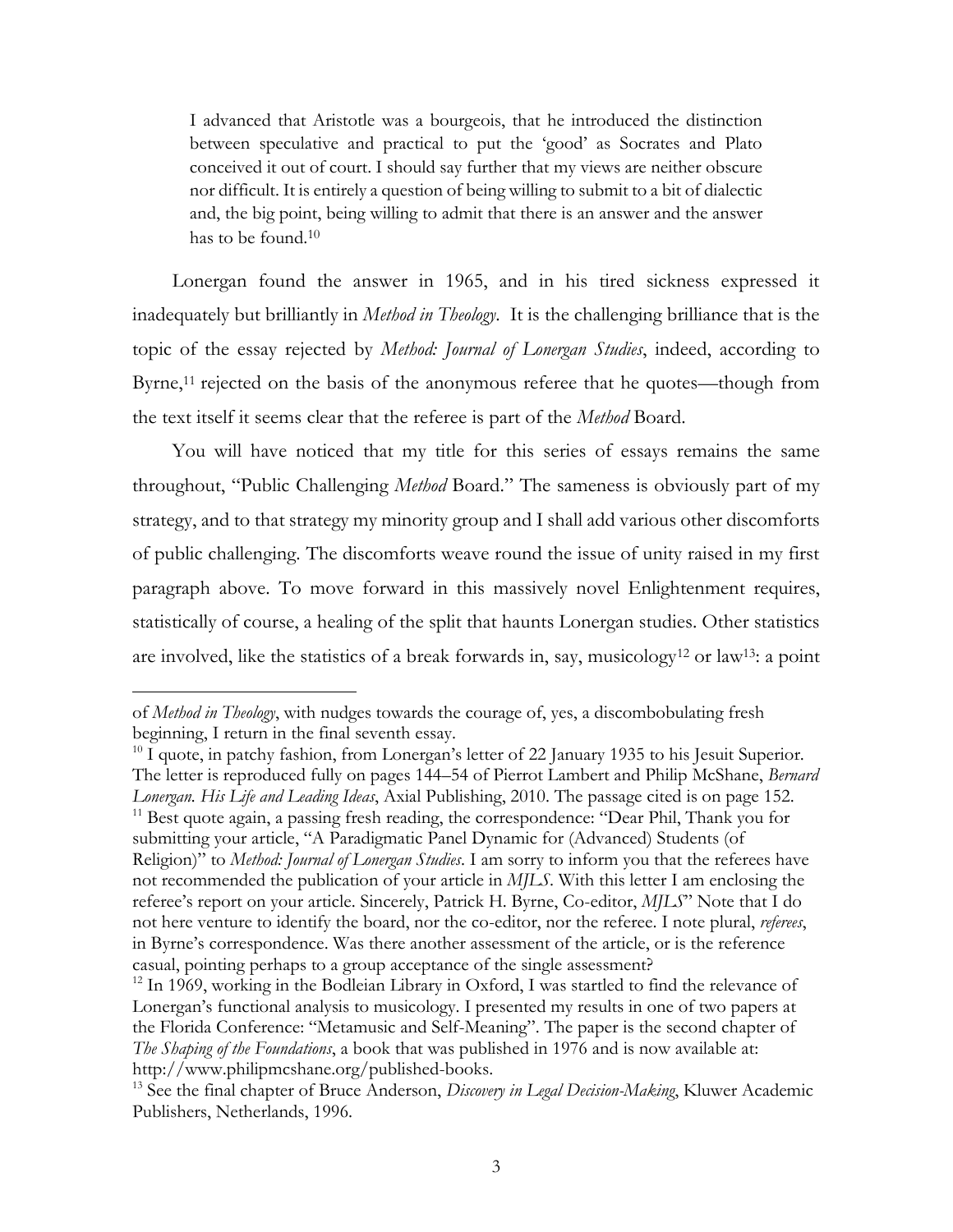> I advanced that Aristotle was a bourgeois, that he introduced the distinction between speculative and practical to put the 'good' as Socrates and Plato conceived it out of court. I should say further that my views are neither obscure nor difficult. It is entirely a question of being willing to submit to a bit of dialectic and, the big point, being willing to admit that there is an answer and the answer has to be found.[10]

Lonergan found the answer in 1965, and in his tired sickness expressed it inadequately but brilliantly in *Method in Theology*. It is the challenging brilliance that is the topic of the essay rejected by *Method: Journal of Lonergan Studies*, indeed, according to Byrne,[11] rejected on the basis of the anonymous referee that he quotes—though from the text itself it seems clear that the referee is part of the *Method* Board.

You will have noticed that my title for this series of essays remains the same throughout, "Public Challenging *Method* Board." The sameness is obviously part of my strategy, and to that strategy my minority group and I shall add various other discomforts of public challenging. The discomforts weave round the issue of unity raised in my first paragraph above. To move forward in this massively novel Enlightenment requires, statistically of course, a healing of the split that haunts Lonergan studies. Other statistics are involved, like the statistics of a break forwards in, say, musicology[12] or law[13]: a point

---

of *Method in Theology*, with nudges towards the courage of, yes, a discombobulating fresh beginning, I return in the final seventh essay.

[10] I quote, in patchy fashion, from Lonergan's letter of 22 January 1935 to his Jesuit Superior. The letter is reproduced fully on pages 144–54 of Pierrot Lambert and Philip McShane, *Bernard Lonergan. His Life and Leading Ideas*, Axial Publishing, 2010. The passage cited is on page 152.

[11] Best quote again, a passing fresh reading, the correspondence: "Dear Phil, Thank you for submitting your article, "A Paradigmatic Panel Dynamic for (Advanced) Students (of Religion)" to *Method: Journal of Lonergan Studies*. I am sorry to inform you that the referees have not recommended the publication of your article in *MJLS*. With this letter I am enclosing the referee's report on your article. Sincerely, Patrick H. Byrne, Co-editor, *MJLS*" Note that I do not here venture to identify the board, nor the co-editor, nor the referee. I note plural, *referees*, in Byrne's correspondence. Was there another assessment of the article, or is the reference casual, pointing perhaps to a group acceptance of the single assessment?

[12] In 1969, working in the Bodleian Library in Oxford, I was startled to find the relevance of Lonergan's functional analysis to musicology. I presented my results in one of two papers at the Florida Conference: "Metamusic and Self-Meaning". The paper is the second chapter of *The Shaping of the Foundations*, a book that was published in 1976 and is now available at: http://www.philipmcshane.org/published-books.

[13] See the final chapter of Bruce Anderson, *Discovery in Legal Decision-Making*, Kluwer Academic Publishers, Netherlands, 1996.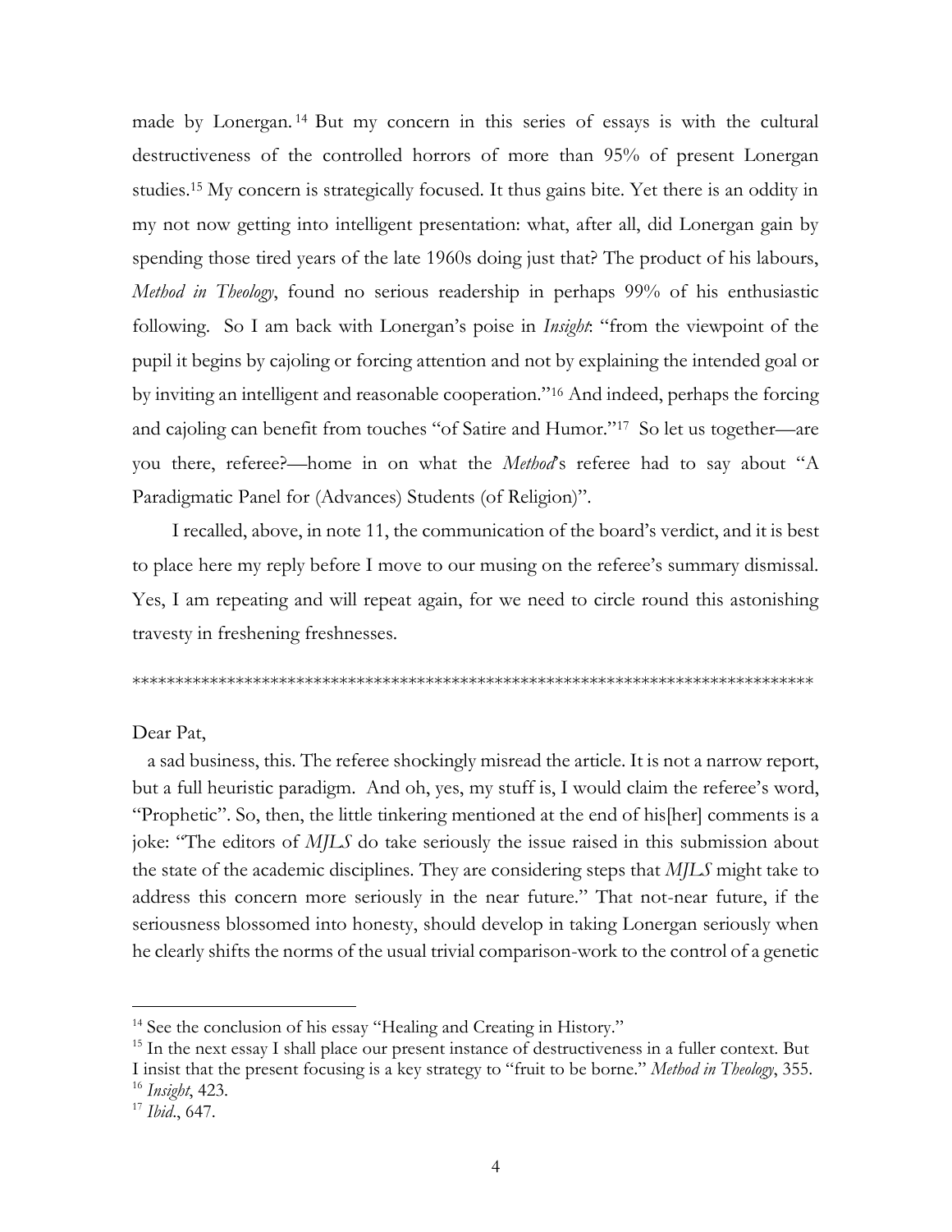made by Lonergan.[14] But my concern in this series of essays is with the cultural destructiveness of the controlled horrors of more than 95% of present Lonergan studies.[15] My concern is strategically focused. It thus gains bite. Yet there is an oddity in my not now getting into intelligent presentation: what, after all, did Lonergan gain by spending those tired years of the late 1960s doing just that? The product of his labours, *Method in Theology*, found no serious readership in perhaps 99% of his enthusiastic following. So I am back with Lonergan's poise in *Insight*: "from the viewpoint of the pupil it begins by cajoling or forcing attention and not by explaining the intended goal or by inviting an intelligent and reasonable cooperation."[16] And indeed, perhaps the forcing and cajoling can benefit from touches "of Satire and Humor."[17] So let us together—are you there, referee?—home in on what the *Method*'s referee had to say about "A Paradigmatic Panel for (Advances) Students (of Religion)".

I recalled, above, in note 11, the communication of the board's verdict, and it is best to place here my reply before I move to our musing on the referee's summary dismissal. Yes, I am repeating and will repeat again, for we need to circle round this astonishing travesty in freshening freshnesses.

*******************************************************************************

Dear Pat,

a sad business, this. The referee shockingly misread the article. It is not a narrow report, but a full heuristic paradigm. And oh, yes, my stuff is, I would claim the referee's word, "Prophetic". So, then, the little tinkering mentioned at the end of his[her] comments is a joke: "The editors of *MJLS* do take seriously the issue raised in this submission about the state of the academic disciplines. They are considering steps that *MJLS* might take to address this concern more seriously in the near future." That not-near future, if the seriousness blossomed into honesty, should develop in taking Lonergan seriously when he clearly shifts the norms of the usual trivial comparison-work to the control of a genetic

---

[14] See the conclusion of his essay "Healing and Creating in History."

[15] In the next essay I shall place our present instance of destructiveness in a fuller context. But I insist that the present focusing is a key strategy to "fruit to be borne." *Method in Theology*, 355.

[16] *Insight*, 423.

[17] *Ibid*., 647.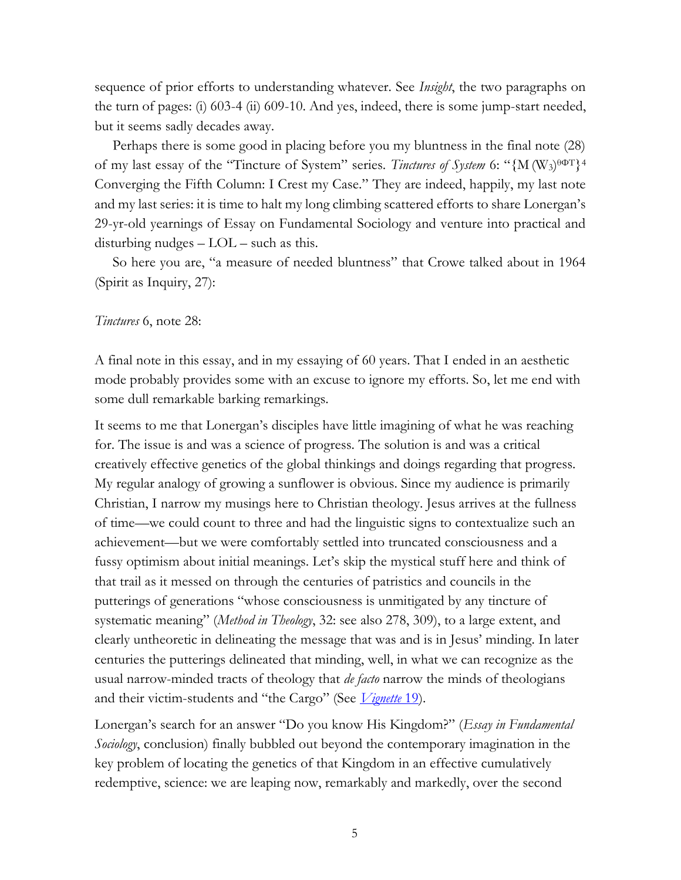sequence of prior efforts to understanding whatever. See *Insight*, the two paragraphs on the turn of pages: (i) 603-4 (ii) 609-10. And yes, indeed, there is some jump-start needed, but it seems sadly decades away.

Perhaps there is some good in placing before you my bluntness in the final note (28) of my last essay of the "Tincture of System" series. *Tinctures of System* 6: "$\{M\,(W_3)^{\theta\Phi T}\}^4$ Converging the Fifth Column: I Crest my Case." They are indeed, happily, my last note and my last series: it is time to halt my long climbing scattered efforts to share Lonergan's 29-yr-old yearnings of Essay on Fundamental Sociology and venture into practical and disturbing nudges – LOL – such as this.

So here you are, "a measure of needed bluntness" that Crowe talked about in 1964 (Spirit as Inquiry, 27):

*Tinctures* 6, note 28:

A final note in this essay, and in my essaying of 60 years. That I ended in an aesthetic mode probably provides some with an excuse to ignore my efforts. So, let me end with some dull remarkable barking remarkings.

It seems to me that Lonergan's disciples have little imagining of what he was reaching for. The issue is and was a science of progress. The solution is and was a critical creatively effective genetics of the global thinkings and doings regarding that progress. My regular analogy of growing a sunflower is obvious. Since my audience is primarily Christian, I narrow my musings here to Christian theology. Jesus arrives at the fullness of time—we could count to three and had the linguistic signs to contextualize such an achievement—but we were comfortably settled into truncated consciousness and a fussy optimism about initial meanings. Let's skip the mystical stuff here and think of that trail as it messed on through the centuries of patristics and councils in the putterings of generations "whose consciousness is unmitigated by any tincture of systematic meaning" (*Method in Theology*, 32: see also 278, 309), to a large extent, and clearly untheoretic in delineating the message that was and is in Jesus' minding. In later centuries the putterings delineated that minding, well, in what we can recognize as the usual narrow-minded tracts of theology that *de facto* narrow the minds of theologians and their victim-students and "the Cargo" (See *Vignette* 19).

Lonergan's search for an answer "Do you know His Kingdom?" (*Essay in Fundamental Sociology*, conclusion) finally bubbled out beyond the contemporary imagination in the key problem of locating the genetics of that Kingdom in an effective cumulatively redemptive, science: we are leaping now, remarkably and markedly, over the second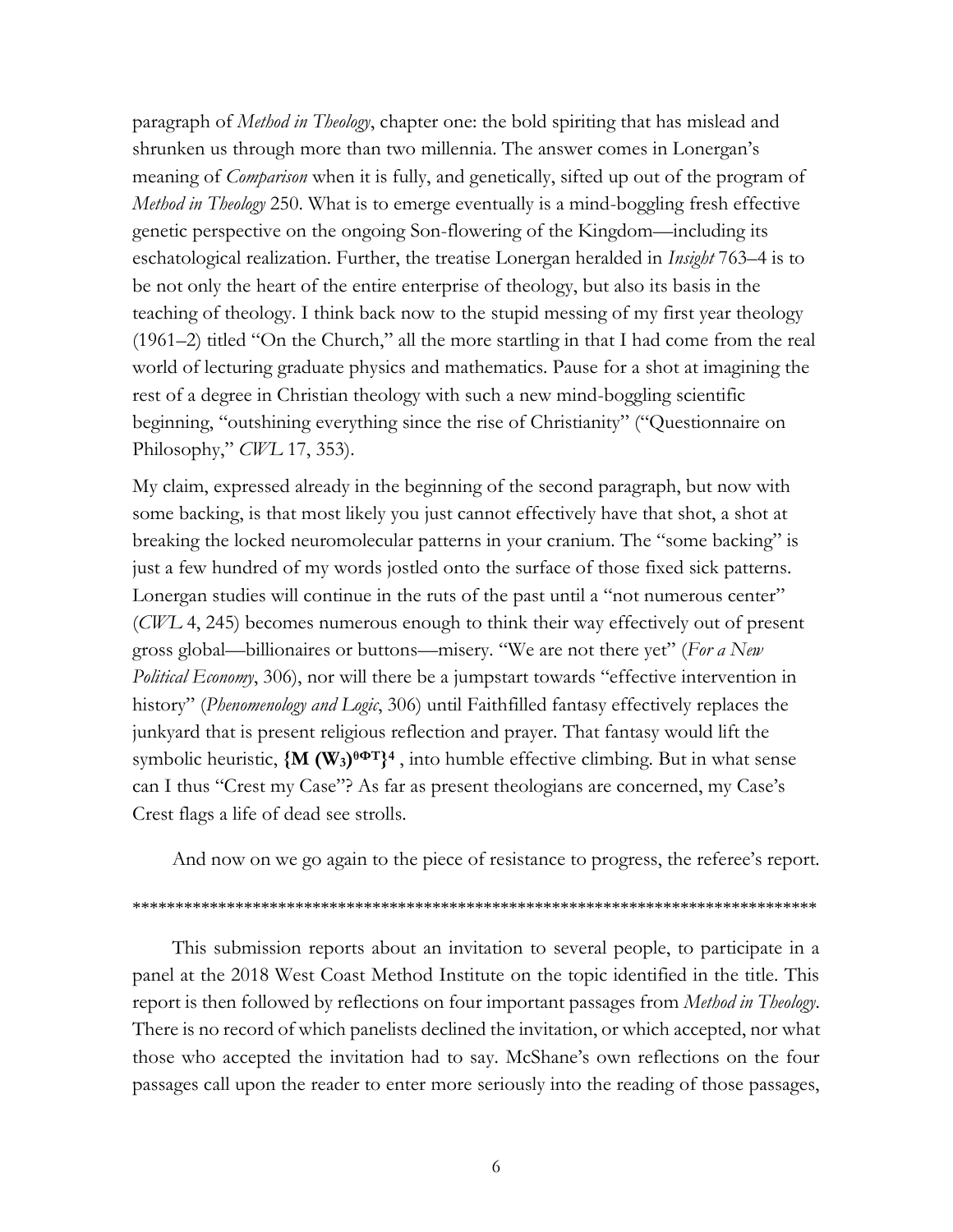paragraph of *Method in Theology*, chapter one: the bold spiriting that has mislead and shrunken us through more than two millennia. The answer comes in Lonergan's meaning of *Comparison* when it is fully, and genetically, sifted up out of the program of *Method in Theology* 250. What is to emerge eventually is a mind-boggling fresh effective genetic perspective on the ongoing Son-flowering of the Kingdom—including its eschatological realization. Further, the treatise Lonergan heralded in *Insight* 763–4 is to be not only the heart of the entire enterprise of theology, but also its basis in the teaching of theology. I think back now to the stupid messing of my first year theology (1961–2) titled "On the Church," all the more startling in that I had come from the real world of lecturing graduate physics and mathematics. Pause for a shot at imagining the rest of a degree in Christian theology with such a new mind-boggling scientific beginning, "outshining everything since the rise of Christianity" ("Questionnaire on Philosophy," *CWL* 17, 353).

My claim, expressed already in the beginning of the second paragraph, but now with some backing, is that most likely you just cannot effectively have that shot, a shot at breaking the locked neuromolecular patterns in your cranium. The "some backing" is just a few hundred of my words jostled onto the surface of those fixed sick patterns. Lonergan studies will continue in the ruts of the past until a "not numerous center" (*CWL* 4, 245) becomes numerous enough to think their way effectively out of present gross global—billionaires or buttons—misery. "We are not there yet" (*For a New Political Economy*, 306), nor will there be a jumpstart towards "effective intervention in history" (*Phenomenology and Logic*, 306) until Faithfilled fantasy effectively replaces the junkyard that is present religious reflection and prayer. That fantasy would lift the symbolic heuristic, $\mathbf{\{M\ (W_3)^{\theta\Phi T}\}^4}$ , into humble effective climbing. But in what sense can I thus "Crest my Case"? As far as present theologians are concerned, my Case's Crest flags a life of dead see strolls.

And now on we go again to the piece of resistance to progress, the referee's report.

**********************************************************************************

This submission reports about an invitation to several people, to participate in a panel at the 2018 West Coast Method Institute on the topic identified in the title. This report is then followed by reflections on four important passages from *Method in Theology*. There is no record of which panelists declined the invitation, or which accepted, nor what those who accepted the invitation had to say. McShane's own reflections on the four passages call upon the reader to enter more seriously into the reading of those passages,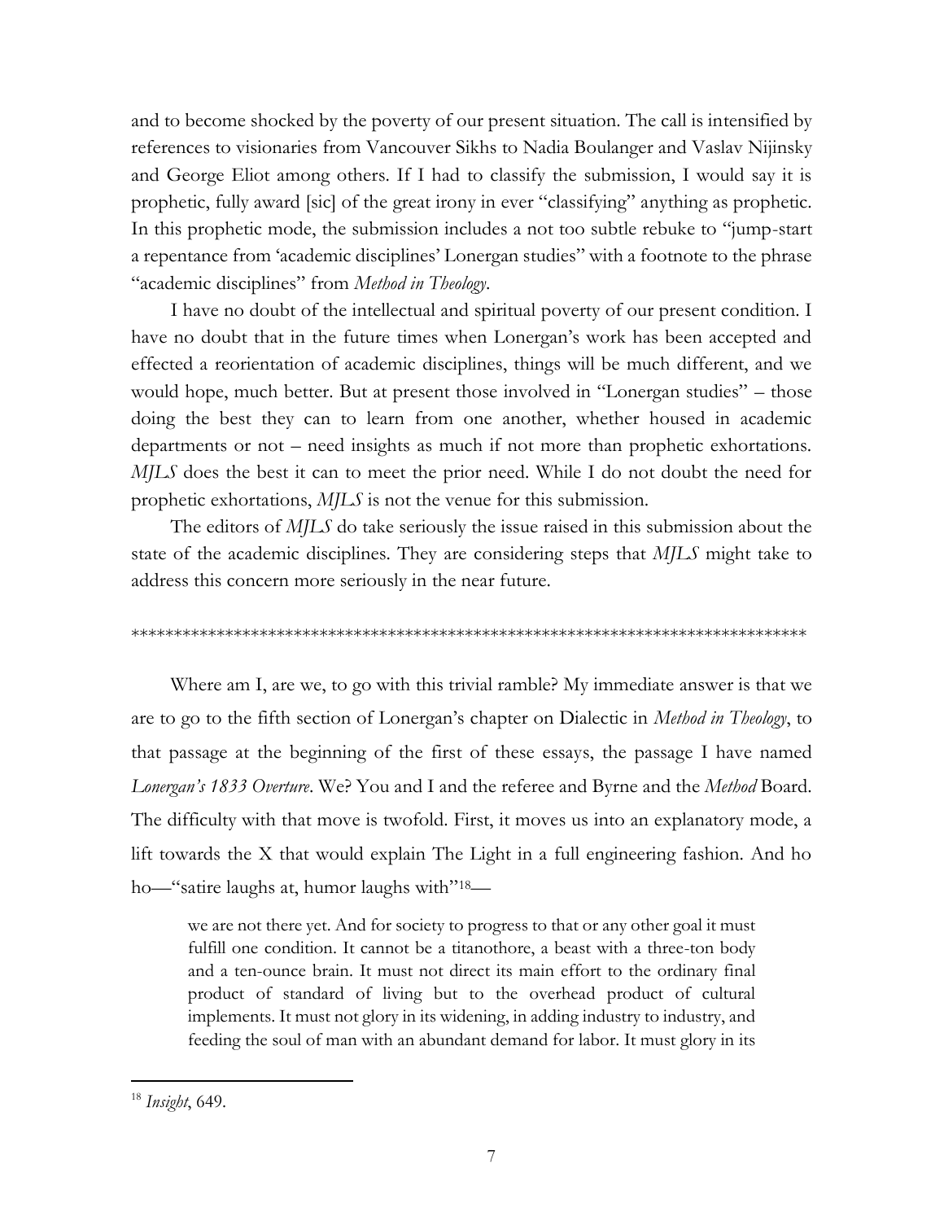and to become shocked by the poverty of our present situation. The call is intensified by references to visionaries from Vancouver Sikhs to Nadia Boulanger and Vaslav Nijinsky and George Eliot among others. If I had to classify the submission, I would say it is prophetic, fully award [sic] of the great irony in ever "classifying" anything as prophetic. In this prophetic mode, the submission includes a not too subtle rebuke to "jump-start a repentance from 'academic disciplines' Lonergan studies" with a footnote to the phrase "academic disciplines" from *Method in Theology*.

I have no doubt of the intellectual and spiritual poverty of our present condition. I have no doubt that in the future times when Lonergan's work has been accepted and effected a reorientation of academic disciplines, things will be much different, and we would hope, much better. But at present those involved in "Lonergan studies" – those doing the best they can to learn from one another, whether housed in academic departments or not – need insights as much if not more than prophetic exhortations. *MJLS* does the best it can to meet the prior need. While I do not doubt the need for prophetic exhortations, *MJLS* is not the venue for this submission.

The editors of *MJLS* do take seriously the issue raised in this submission about the state of the academic disciplines. They are considering steps that *MJLS* might take to address this concern more seriously in the near future.

*******************************************************************************

Where am I, are we, to go with this trivial ramble? My immediate answer is that we are to go to the fifth section of Lonergan's chapter on Dialectic in *Method in Theology*, to that passage at the beginning of the first of these essays, the passage I have named *Lonergan's 1833 Overture*. We? You and I and the referee and Byrne and the *Method* Board. The difficulty with that move is twofold. First, it moves us into an explanatory mode, a lift towards the X that would explain The Light in a full engineering fashion. And ho ho—"satire laughs at, humor laughs with"[18]—

> we are not there yet. And for society to progress to that or any other goal it must fulfill one condition. It cannot be a titanothore, a beast with a three-ton body and a ten-ounce brain. It must not direct its main effort to the ordinary final product of standard of living but to the overhead product of cultural implements. It must not glory in its widening, in adding industry to industry, and feeding the soul of man with an abundant demand for labor. It must glory in its

[18] *Insight*, 649.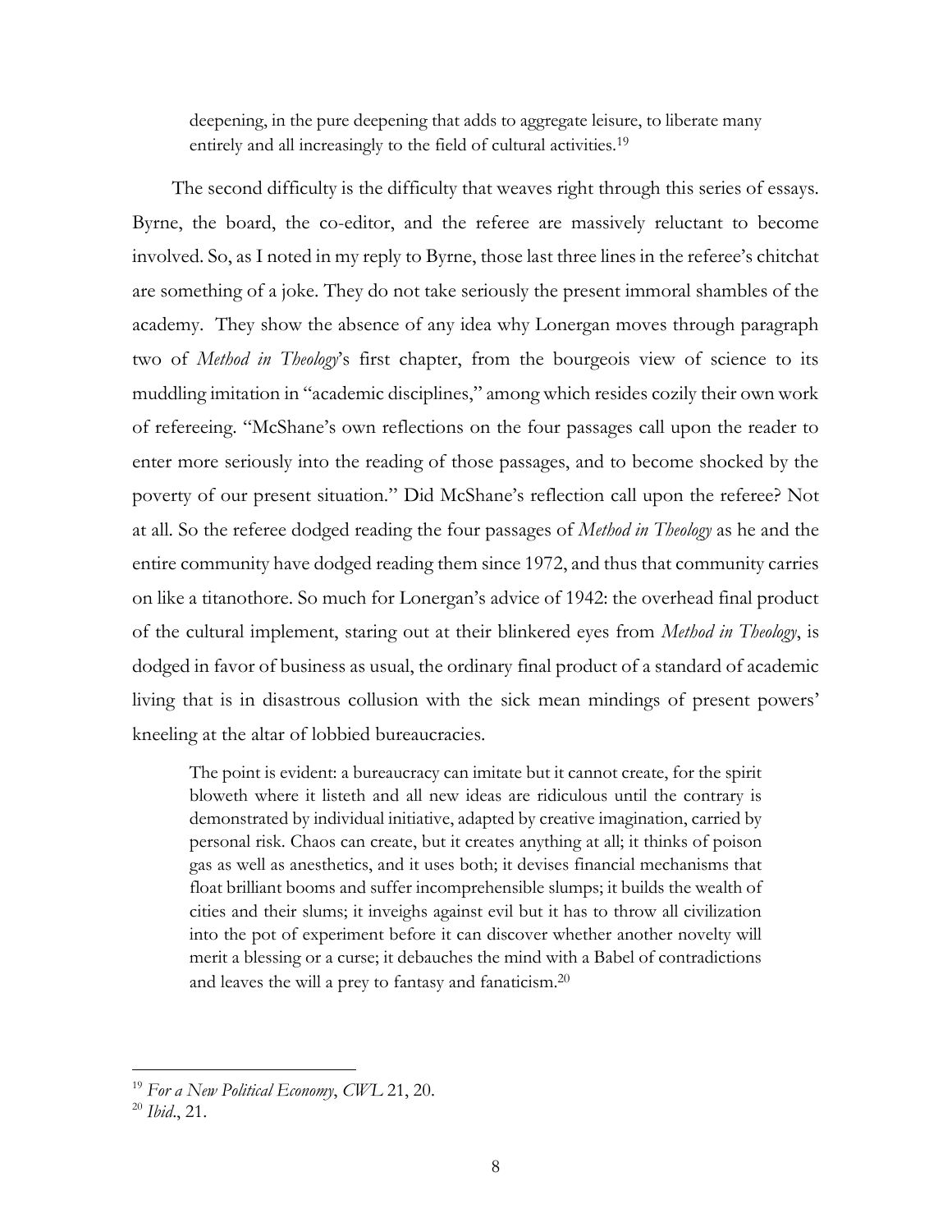> deepening, in the pure deepening that adds to aggregate leisure, to liberate many entirely and all increasingly to the field of cultural activities.[19]

The second difficulty is the difficulty that weaves right through this series of essays. Byrne, the board, the co-editor, and the referee are massively reluctant to become involved. So, as I noted in my reply to Byrne, those last three lines in the referee's chitchat are something of a joke. They do not take seriously the present immoral shambles of the academy. They show the absence of any idea why Lonergan moves through paragraph two of *Method in Theology*'s first chapter, from the bourgeois view of science to its muddling imitation in "academic disciplines," among which resides cozily their own work of refereeing. "McShane's own reflections on the four passages call upon the reader to enter more seriously into the reading of those passages, and to become shocked by the poverty of our present situation." Did McShane's reflection call upon the referee? Not at all. So the referee dodged reading the four passages of *Method in Theology* as he and the entire community have dodged reading them since 1972, and thus that community carries on like a titanothore. So much for Lonergan's advice of 1942: the overhead final product of the cultural implement, staring out at their blinkered eyes from *Method in Theology*, is dodged in favor of business as usual, the ordinary final product of a standard of academic living that is in disastrous collusion with the sick mean mindings of present powers' kneeling at the altar of lobbied bureaucracies.

> The point is evident: a bureaucracy can imitate but it cannot create, for the spirit bloweth where it listeth and all new ideas are ridiculous until the contrary is demonstrated by individual initiative, adapted by creative imagination, carried by personal risk. Chaos can create, but it creates anything at all; it thinks of poison gas as well as anesthetics, and it uses both; it devises financial mechanisms that float brilliant booms and suffer incomprehensible slumps; it builds the wealth of cities and their slums; it inveighs against evil but it has to throw all civilization into the pot of experiment before it can discover whether another novelty will merit a blessing or a curse; it debauches the mind with a Babel of contradictions and leaves the will a prey to fantasy and fanaticism.[20]

---

[19] *For a New Political Economy*, *CWL* 21, 20.

[20] *Ibid*., 21.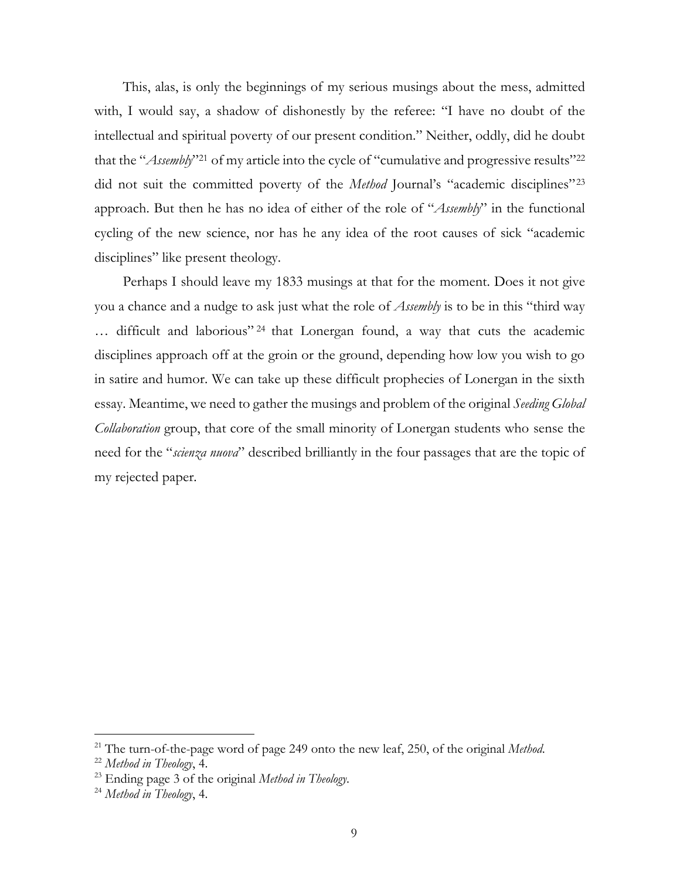This, alas, is only the beginnings of my serious musings about the mess, admitted with, I would say, a shadow of dishonestly by the referee: "I have no doubt of the intellectual and spiritual poverty of our present condition." Neither, oddly, did he doubt that the "*Assembly*"[21] of my article into the cycle of "cumulative and progressive results"[22] did not suit the committed poverty of the *Method* Journal's "academic disciplines"[23] approach. But then he has no idea of either of the role of "*Assembly*" in the functional cycling of the new science, nor has he any idea of the root causes of sick "academic disciplines" like present theology.

Perhaps I should leave my 1833 musings at that for the moment. Does it not give you a chance and a nudge to ask just what the role of *Assembly* is to be in this "third way … difficult and laborious"[24] that Lonergan found, a way that cuts the academic disciplines approach off at the groin or the ground, depending how low you wish to go in satire and humor. We can take up these difficult prophecies of Lonergan in the sixth essay. Meantime, we need to gather the musings and problem of the original *Seeding Global Collaboration* group, that core of the small minority of Lonergan students who sense the need for the "*scienza nuova*" described brilliantly in the four passages that are the topic of my rejected paper.

---

[21] The turn-of-the-page word of page 249 onto the new leaf, 250, of the original *Method*.

[22] *Method in Theology*, 4.

[23] Ending page 3 of the original *Method in Theology*.

[24] *Method in Theology*, 4.